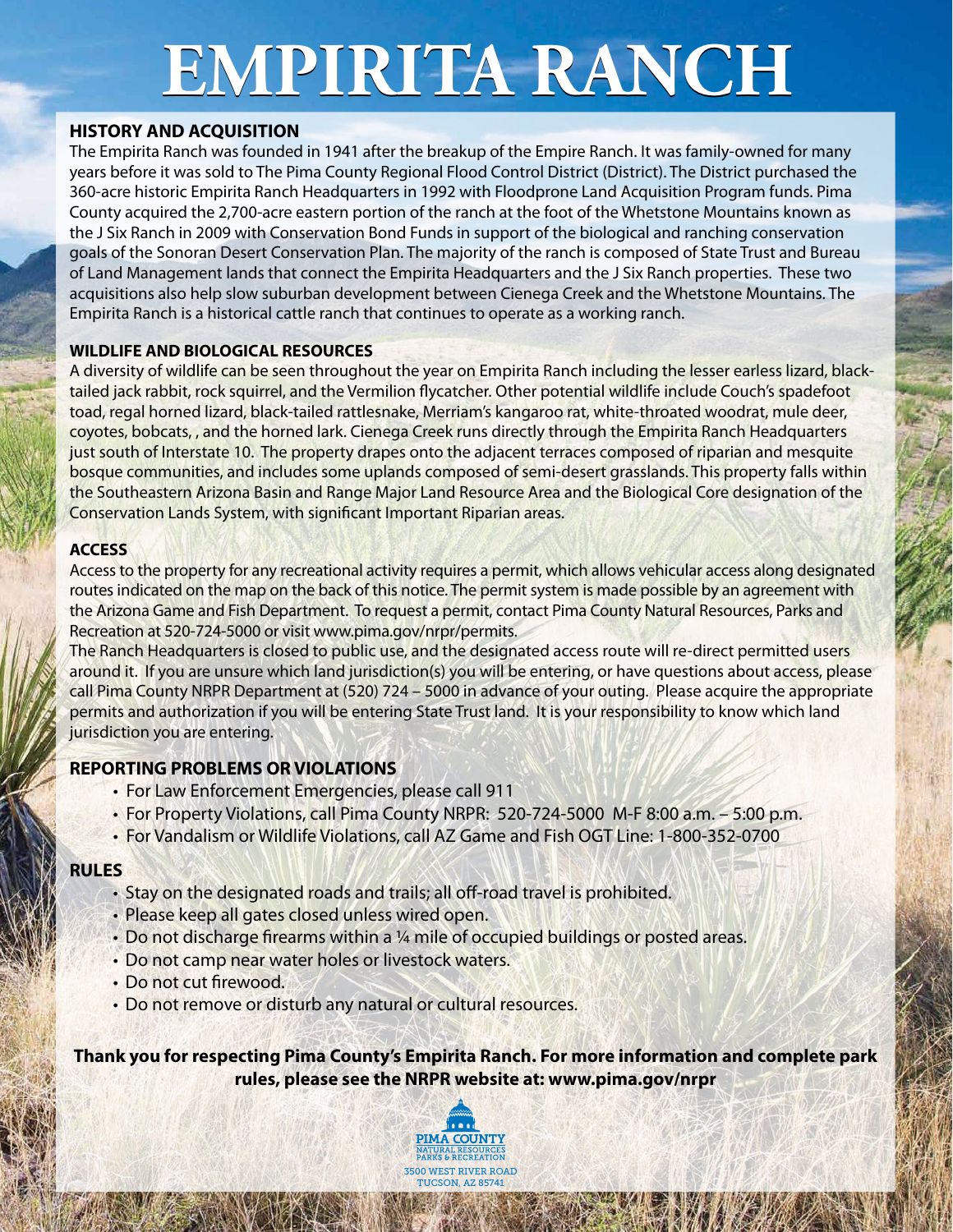# EMPIRITA RANCH

## HISTORY AND ACQUISITION

The Empirita Ranch was founded in 1941 after the breakup of the Empire Ranch. It was family-owned for many years before it was sold to The Pima County Regional Flood Control District (District). The District purchased the 360-acre historic Empirita Ranch Headquarters in 1992 with Floodprone Land Acquisition Program funds. Pima County acquired the 2,700-acre eastern portion of the ranch at the foot of the Whetstone Mountains known as the J Six Ranch in 2009 with Conservation Bond Funds in support of the biological and ranching conservation goals of the Sonoran Desert Conservation Plan. The majority of the ranch is composed of State Trust and Bureau of Land Management lands that connect the Empirita Headquarters and the J Six Ranch properties. These two acquisitions also help slow suburban development between Cienega Creek and the Whetstone Mountains. The Empirita Ranch is a historical cattle ranch that continues to operate as a working ranch.

## WILDLIFE AND BIOLOGICAL RESOURCES

A diversity of wildlife can be seen throughout the year on Empirita Ranch including the lesser earless lizard, black-tailed jack rabbit, rock squirrel, and the Vermilion flycatcher. Other potential wildlife include Couch's spadefoot toad, regal horned lizard, black-tailed rattlesnake, Merriam's kangaroo rat, white-throated woodrat, mule deer, coyotes, bobcats, , and the horned lark. Cienega Creek runs directly through the Empirita Ranch Headquarters just south of Interstate 10. The property drapes onto the adjacent terraces composed of riparian and mesquite bosque communities, and includes some uplands composed of semi-desert grasslands. This property falls within the Southeastern Arizona Basin and Range Major Land Resource Area and the Biological Core designation of the Conservation Lands System, with significant Important Riparian areas.

## ACCESS

Access to the property for any recreational activity requires a permit, which allows vehicular access along designated routes indicated on the map on the back of this notice. The permit system is made possible by an agreement with the Arizona Game and Fish Department. To request a permit, contact Pima County Natural Resources, Parks and Recreation at 520-724-5000 or visit www.pima.gov/nrpr/permits.

The Ranch Headquarters is closed to public use, and the designated access route will re-direct permitted users around it. If you are unsure which land jurisdiction(s) you will be entering, or have questions about access, please call Pima County NRPR Department at (520) 724 – 5000 in advance of your outing. Please acquire the appropriate permits and authorization if you will be entering State Trust land. It is your responsibility to know which land jurisdiction you are entering.

## REPORTING PROBLEMS OR VIOLATIONS

- For Law Enforcement Emergencies, please call 911
- For Property Violations, call Pima County NRPR: 520-724-5000 M-F 8:00 a.m. – 5:00 p.m.
- For Vandalism or Wildlife Violations, call AZ Game and Fish OGT Line: 1-800-352-0700

## RULES

- Stay on the designated roads and trails; all off-road travel is prohibited.
- Please keep all gates closed unless wired open.
- Do not discharge firearms within a ¼ mile of occupied buildings or posted areas.
- Do not camp near water holes or livestock waters.
- Do not cut firewood.
- Do not remove or disturb any natural or cultural resources.

**Thank you for respecting Pima County's Empirita Ranch. For more information and complete park rules, please see the NRPR website at: www.pima.gov/nrpr**

PIMA COUNTY
NATURAL RESOURCES
PARKS & RECREATION
3500 WEST RIVER ROAD
TUCSON, AZ 85741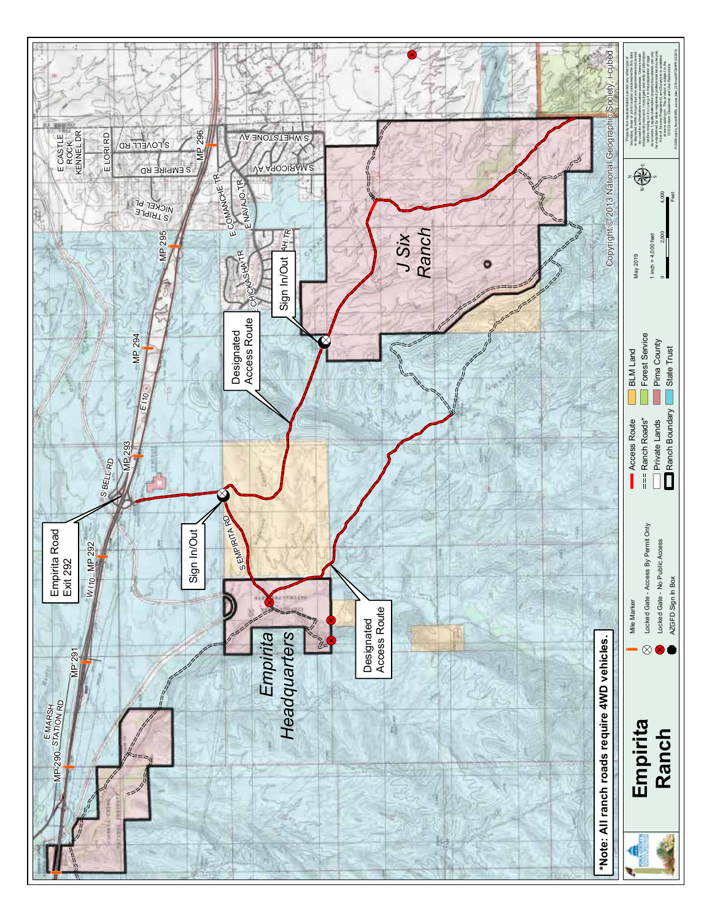# Empirita Ranch

*Note: All ranch roads require 4WD vehicles.

Empirita Road Exit 292

Sign In/Out

Designated Access Route

Sign In/Out

Designated Access Route

Empirita Headquarters

J Six Ranch

MP 290
MP 291
MP 292
MP 293
MP 294
MP 295
MP 296

E MARSH STATION RD
W I-10
E I-10
S BELL RD
S EMPIRITA RD
E CASTLE ROCK KENNEL DR
E LORI RD
S LOVELL RD
S EMPIRE RD
S TRIPLE NICKEL PL
E COMANCHE TR
E NAVAJO TR
E CHICKASHA TR
S WHETSTONE AV
S MARICOPA AV

Copyright:© 2013 National Geographic Society, i-cubed

- Mile Marker
- Locked Gate - Access By Permit Only
- Locked Gate - No Public Access
- AZGFD Sign In Box
- Access Route
- Ranch Roads*
- Private Lands
- Ranch Boundary
- BLM Land
- Forest Service
- Pima County
- State Trust

May 2019

1 inch = 4,000 feet

0 2,000 4,000 Feet